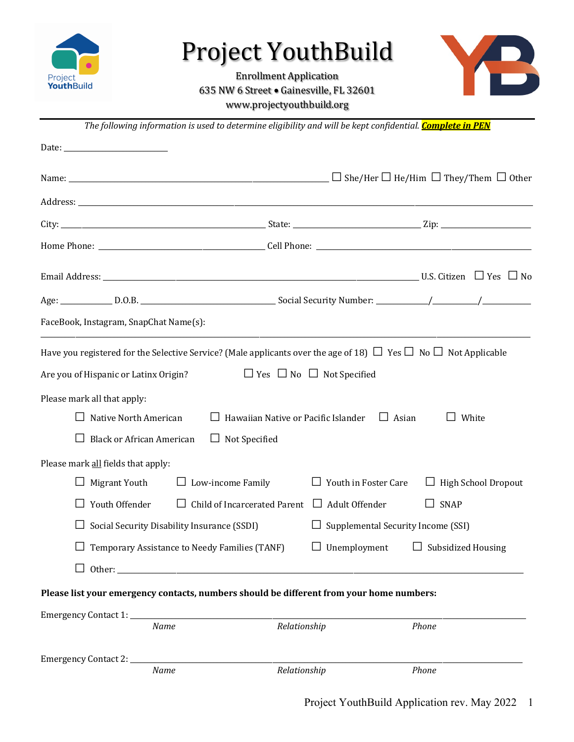# Project YouthBuild

Enrollment Application
635 NW 6 Street • Gainesville, FL 32601
www.projectyouthbuild.org

---

*The following information is used to determine eligibility and will be kept confidential.* ***Complete in PEN***

Date: ________________________

Name: ____________________________________________________________ ☐ She/Her ☐ He/Him ☐ They/Them ☐ Other

Address: ________________________________________________________________________________________

City: ______________________________________________ State: ______________________________ Zip: _____________________

Home Phone: ________________________________________ Cell Phone: __________________________________________________

Email Address: ___________________________________________________________________________ U.S. Citizen ☐ Yes ☐ No

Age: ____________ D.O.B. _______________________________ Social Security Number: ____________/__________/___________

FaceBook, Instagram, SnapChat Name(s):

_______________________________________________________________________________________________________

Have you registered for the Selective Service? (Male applicants over the age of 18) ☐ Yes ☐ No ☐ Not Applicable

Are you of Hispanic or Latinx Origin? ☐ Yes ☐ No ☐ Not Specified

Please mark all that apply:

☐ Native North American ☐ Hawaiian Native or Pacific Islander ☐ Asian ☐ White

☐ Black or African American ☐ Not Specified

Please mark all fields that apply:

☐ Migrant Youth ☐ Low-income Family ☐ Youth in Foster Care ☐ High School Dropout

☐ Youth Offender ☐ Child of Incarcerated Parent ☐ Adult Offender ☐ SNAP

☐ Social Security Disability Insurance (SSDI) ☐ Supplemental Security Income (SSI)

☐ Temporary Assistance to Needy Families (TANF) ☐ Unemployment ☐ Subsidized Housing

☐ Other: ____________________________________________________________________________________

**Please list your emergency contacts, numbers should be different from your home numbers:**

Emergency Contact 1: ____________________________________________________________________________
*Name* *Relationship* *Phone*

Emergency Contact 2: ____________________________________________________________________________
*Name* *Relationship* *Phone*

Project YouthBuild Application rev. May 2022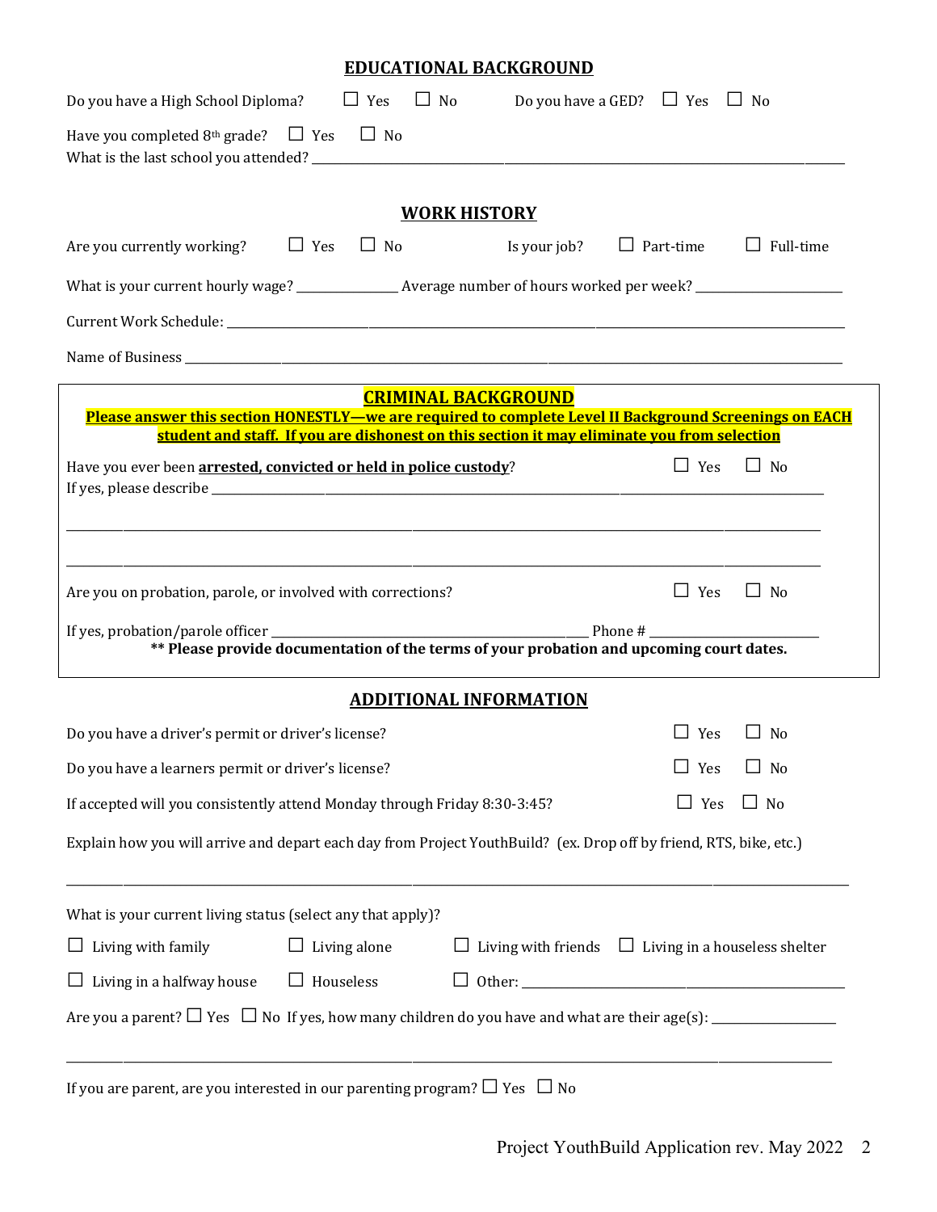## EDUCATIONAL BACKGROUND

Do you have a High School Diploma? ☐ Yes ☐ No Do you have a GED? ☐ Yes ☐ No

Have you completed 8th grade? ☐ Yes ☐ No

What is the last school you attended? ____________________________________________

## WORK HISTORY

Are you currently working? ☐ Yes ☐ No Is your job? ☐ Part-time ☐ Full-time

What is your current hourly wage? ______________ Average number of hours worked per week? ____________________

Current Work Schedule: ____________________________________________

Name of Business ____________________________________________

## CRIMINAL BACKGROUND

**Please answer this section HONESTLY—we are required to complete Level II Background Screenings on EACH student and staff. If you are dishonest on this section it may eliminate you from selection**

Have you ever been **arrested, convicted or held in police custody**? ☐ Yes ☐ No

If yes, please describe ____________________________________________

____________________________________________

____________________________________________

Are you on probation, parole, or involved with corrections? ☐ Yes ☐ No

If yes, probation/parole officer ______________________________ Phone # ____________________

**\*\* Please provide documentation of the terms of your probation and upcoming court dates.**

## ADDITIONAL INFORMATION

Do you have a driver's permit or driver's license? ☐ Yes ☐ No

Do you have a learners permit or driver's license? ☐ Yes ☐ No

If accepted will you consistently attend Monday through Friday 8:30-3:45? ☐ Yes ☐ No

Explain how you will arrive and depart each day from Project YouthBuild? (ex. Drop off by friend, RTS, bike, etc.)

____________________________________________

What is your current living status (select any that apply)?

☐ Living with family ☐ Living alone ☐ Living with friends ☐ Living in a houseless shelter

☐ Living in a halfway house ☐ Houseless ☐ Other: ______________________

Are you a parent? ☐ Yes ☐ No If yes, how many children do you have and what are their age(s): ______________

____________________________________________

If you are parent, are you interested in our parenting program? ☐ Yes ☐ No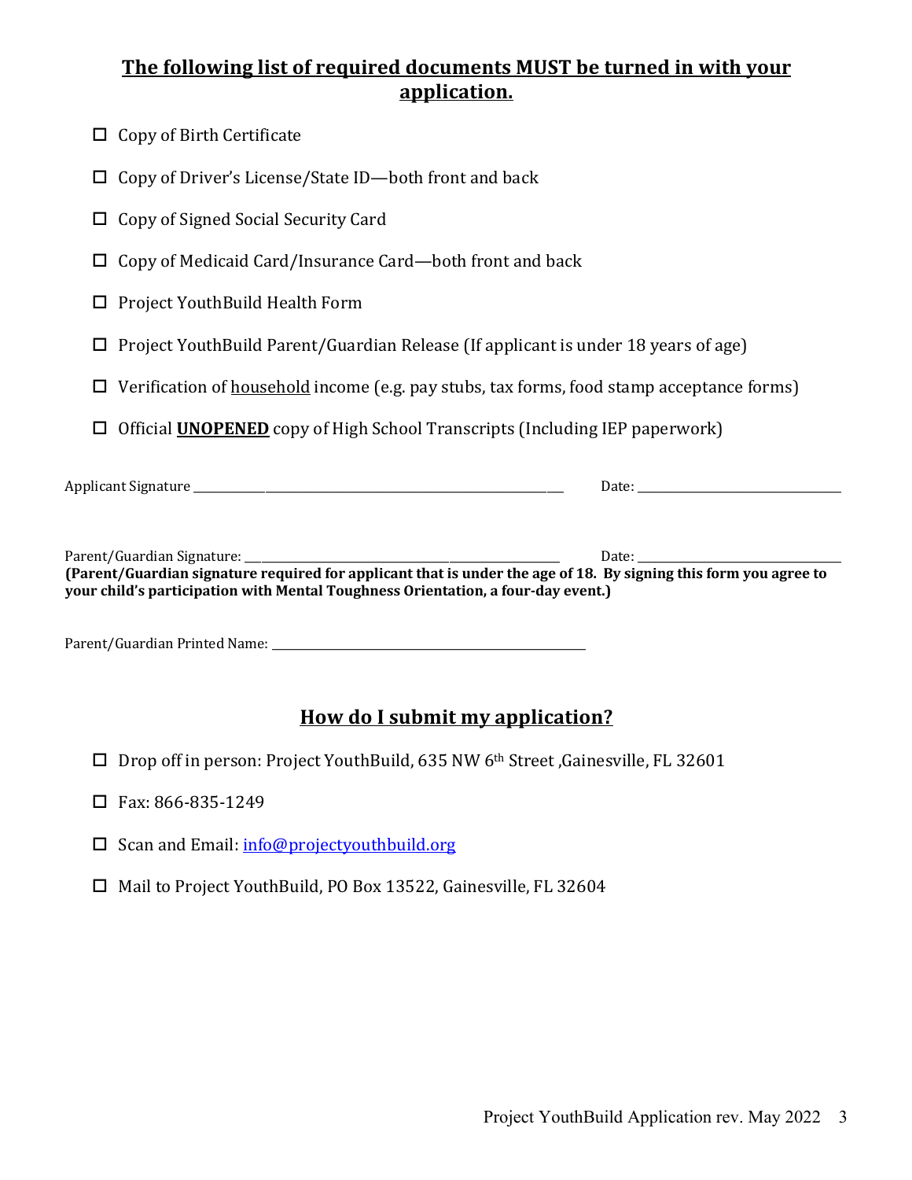## The following list of required documents MUST be turned in with your application.

- ☐ Copy of Birth Certificate
- ☐ Copy of Driver's License/State ID—both front and back
- ☐ Copy of Signed Social Security Card
- ☐ Copy of Medicaid Card/Insurance Card—both front and back
- ☐ Project YouthBuild Health Form
- ☐ Project YouthBuild Parent/Guardian Release (If applicant is under 18 years of age)
- ☐ Verification of household income (e.g. pay stubs, tax forms, food stamp acceptance forms)
- ☐ Official **UNOPENED** copy of High School Transcripts (Including IEP paperwork)

Applicant Signature ________________________________________ Date: ____________________

Parent/Guardian Signature: ________________________________________ Date: ____________________

**(Parent/Guardian signature required for applicant that is under the age of 18. By signing this form you agree to your child's participation with Mental Toughness Orientation, a four-day event.)**

Parent/Guardian Printed Name: ________________________________________

## How do I submit my application?

- ☐ Drop off in person: Project YouthBuild, 635 NW 6th Street ,Gainesville, FL 32601
- ☐ Fax: 866-835-1249
- ☐ Scan and Email: info@projectyouthbuild.org
- ☐ Mail to Project YouthBuild, PO Box 13522, Gainesville, FL 32604